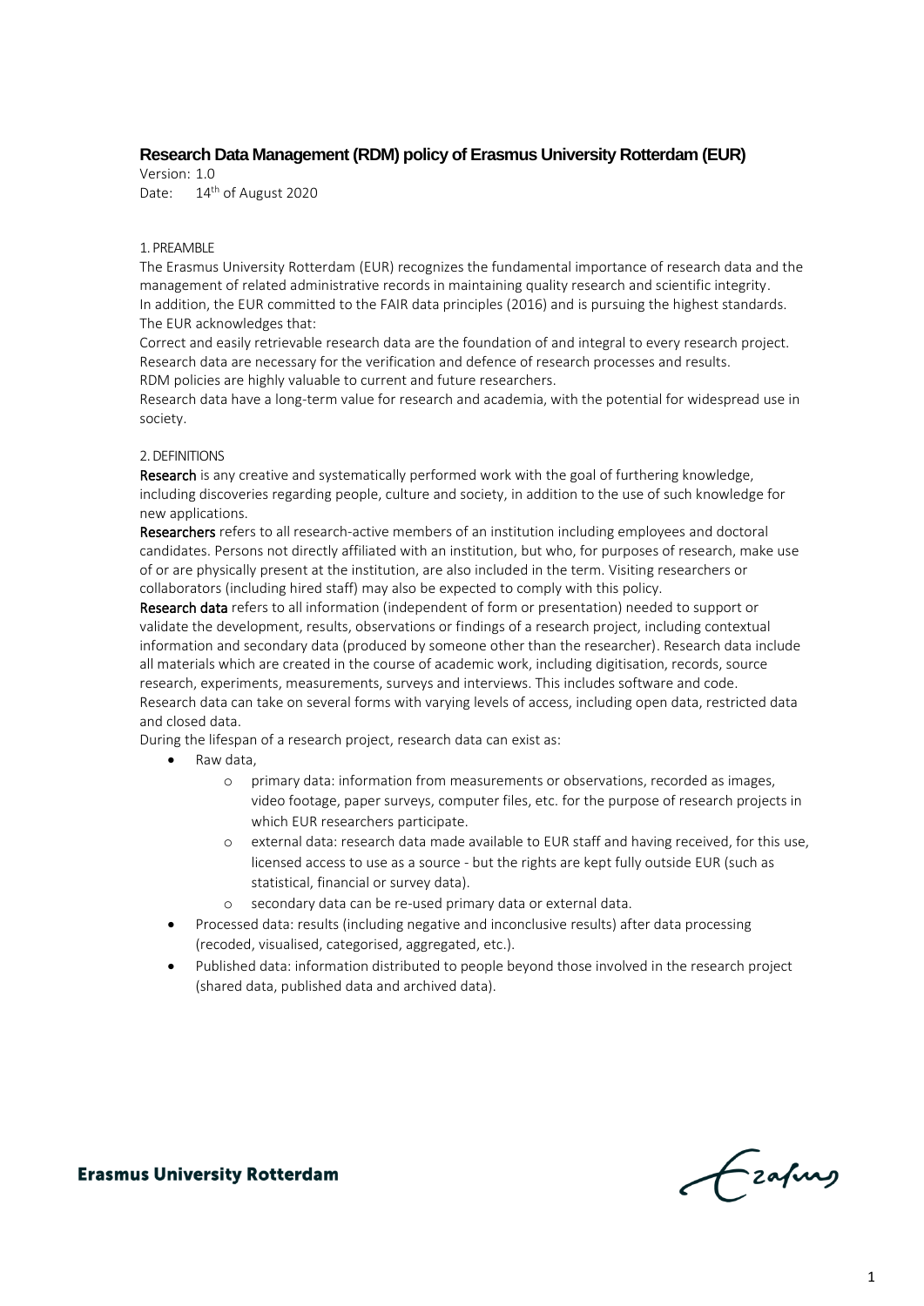# Research Data Management (RDM) policy of Erasmus University Rotterdam (EUR)

Version: 1.0
Date: 14th of August 2020

## 1. PREAMBLE

The Erasmus University Rotterdam (EUR) recognizes the fundamental importance of research data and the management of related administrative records in maintaining quality research and scientific integrity. In addition, the EUR committed to the FAIR data principles (2016) and is pursuing the highest standards. The EUR acknowledges that:

Correct and easily retrievable research data are the foundation of and integral to every research project.
Research data are necessary for the verification and defence of research processes and results.
RDM policies are highly valuable to current and future researchers.
Research data have a long-term value for research and academia, with the potential for widespread use in society.

## 2. DEFINITIONS

**Research** is any creative and systematically performed work with the goal of furthering knowledge, including discoveries regarding people, culture and society, in addition to the use of such knowledge for new applications.

**Researchers** refers to all research-active members of an institution including employees and doctoral candidates. Persons not directly affiliated with an institution, but who, for purposes of research, make use of or are physically present at the institution, are also included in the term. Visiting researchers or collaborators (including hired staff) may also be expected to comply with this policy.

**Research data** refers to all information (independent of form or presentation) needed to support or validate the development, results, observations or findings of a research project, including contextual information and secondary data (produced by someone other than the researcher). Research data include all materials which are created in the course of academic work, including digitisation, records, source research, experiments, measurements, surveys and interviews. This includes software and code. Research data can take on several forms with varying levels of access, including open data, restricted data and closed data.

During the lifespan of a research project, research data can exist as:

- Raw data,
  - primary data: information from measurements or observations, recorded as images, video footage, paper surveys, computer files, etc. for the purpose of research projects in which EUR researchers participate.
  - external data: research data made available to EUR staff and having received, for this use, licensed access to use as a source - but the rights are kept fully outside EUR (such as statistical, financial or survey data).
  - secondary data can be re-used primary data or external data.
- Processed data: results (including negative and inconclusive results) after data processing (recoded, visualised, categorised, aggregated, etc.).
- Published data: information distributed to people beyond those involved in the research project (shared data, published data and archived data).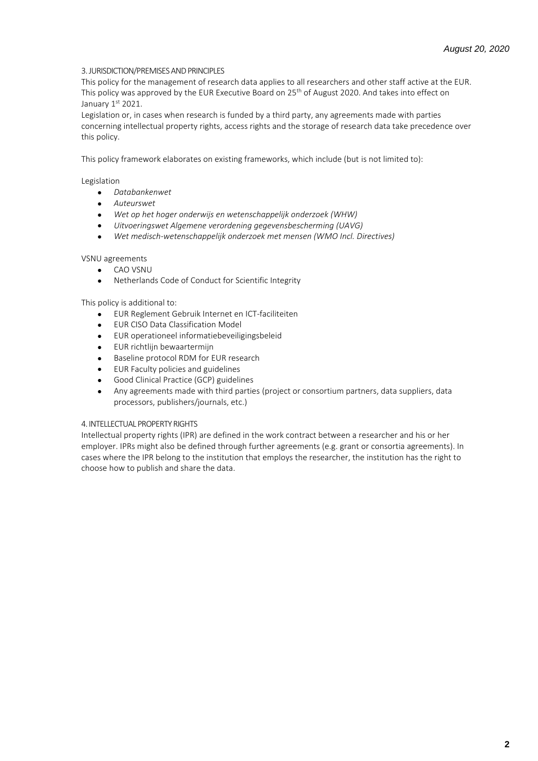## 3. JURISDICTION/PREMISES AND PRINCIPLES

This policy for the management of research data applies to all researchers and other staff active at the EUR. This policy was approved by the EUR Executive Board on 25th of August 2020. And takes into effect on January 1st 2021.

Legislation or, in cases when research is funded by a third party, any agreements made with parties concerning intellectual property rights, access rights and the storage of research data take precedence over this policy.

This policy framework elaborates on existing frameworks, which include (but is not limited to):

Legislation

- *Databankenwet*
- *Auteurswet*
- *Wet op het hoger onderwijs en wetenschappelijk onderzoek (WHW)*
- *Uitvoeringswet Algemene verordening gegevensbescherming (UAVG)*
- *Wet medisch-wetenschappelijk onderzoek met mensen (WMO Incl. Directives)*

VSNU agreements

- CAO VSNU
- Netherlands Code of Conduct for Scientific Integrity

This policy is additional to:

- EUR Reglement Gebruik Internet en ICT-faciliteiten
- EUR CISO Data Classification Model
- EUR operationeel informatiebeveiligingsbeleid
- EUR richtlijn bewaartermijn
- Baseline protocol RDM for EUR research
- EUR Faculty policies and guidelines
- Good Clinical Practice (GCP) guidelines
- Any agreements made with third parties (project or consortium partners, data suppliers, data processors, publishers/journals, etc.)

## 4. INTELLECTUAL PROPERTY RIGHTS

Intellectual property rights (IPR) are defined in the work contract between a researcher and his or her employer. IPRs might also be defined through further agreements (e.g. grant or consortia agreements). In cases where the IPR belong to the institution that employs the researcher, the institution has the right to choose how to publish and share the data.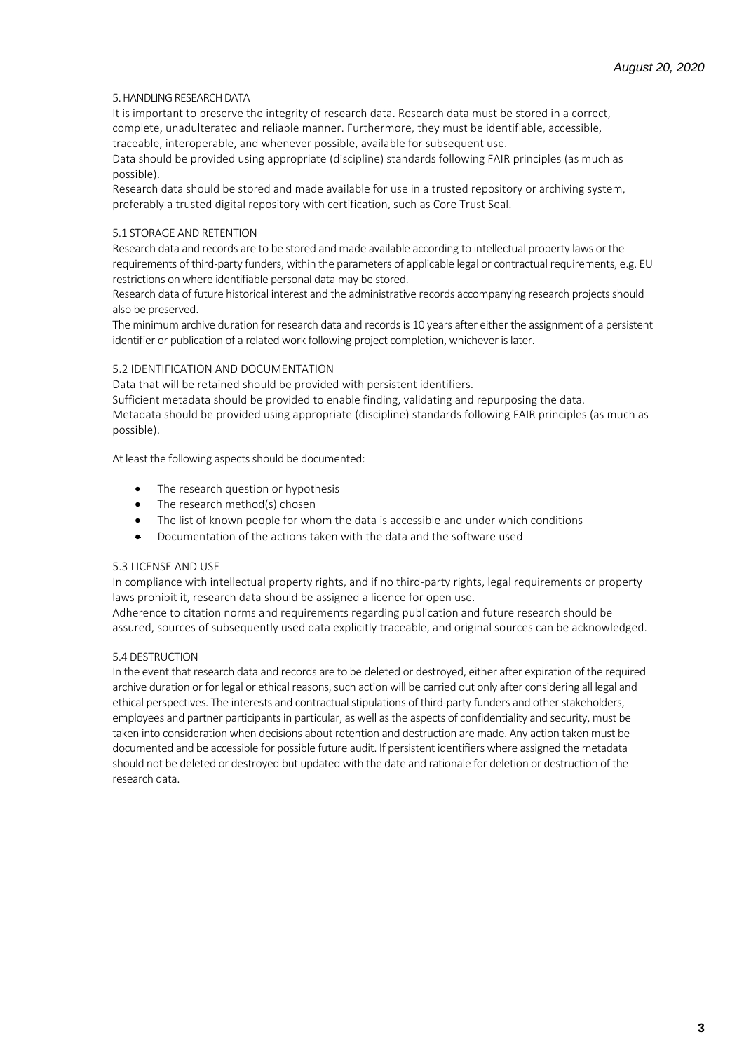## 5. HANDLING RESEARCH DATA

It is important to preserve the integrity of research data. Research data must be stored in a correct, complete, unadulterated and reliable manner. Furthermore, they must be identifiable, accessible, traceable, interoperable, and whenever possible, available for subsequent use.

Data should be provided using appropriate (discipline) standards following FAIR principles (as much as possible).

Research data should be stored and made available for use in a trusted repository or archiving system, preferably a trusted digital repository with certification, such as Core Trust Seal.

### 5.1 STORAGE AND RETENTION

Research data and records are to be stored and made available according to intellectual property laws or the requirements of third-party funders, within the parameters of applicable legal or contractual requirements, e.g. EU restrictions on where identifiable personal data may be stored.

Research data of future historical interest and the administrative records accompanying research projects should also be preserved.

The minimum archive duration for research data and records is 10 years after either the assignment of a persistent identifier or publication of a related work following project completion, whichever is later.

### 5.2 IDENTIFICATION AND DOCUMENTATION

Data that will be retained should be provided with persistent identifiers.

Sufficient metadata should be provided to enable finding, validating and repurposing the data.

Metadata should be provided using appropriate (discipline) standards following FAIR principles (as much as possible).

At least the following aspects should be documented:

- The research question or hypothesis
- The research method(s) chosen
- The list of known people for whom the data is accessible and under which conditions
- Documentation of the actions taken with the data and the software used

### 5.3 LICENSE AND USE

In compliance with intellectual property rights, and if no third-party rights, legal requirements or property laws prohibit it, research data should be assigned a licence for open use.

Adherence to citation norms and requirements regarding publication and future research should be assured, sources of subsequently used data explicitly traceable, and original sources can be acknowledged.

### 5.4 DESTRUCTION

In the event that research data and records are to be deleted or destroyed, either after expiration of the required archive duration or for legal or ethical reasons, such action will be carried out only after considering all legal and ethical perspectives. The interests and contractual stipulations of third-party funders and other stakeholders, employees and partner participants in particular, as well as the aspects of confidentiality and security, must be taken into consideration when decisions about retention and destruction are made. Any action taken must be documented and be accessible for possible future audit. If persistent identifiers where assigned the metadata should not be deleted or destroyed but updated with the date and rationale for deletion or destruction of the research data.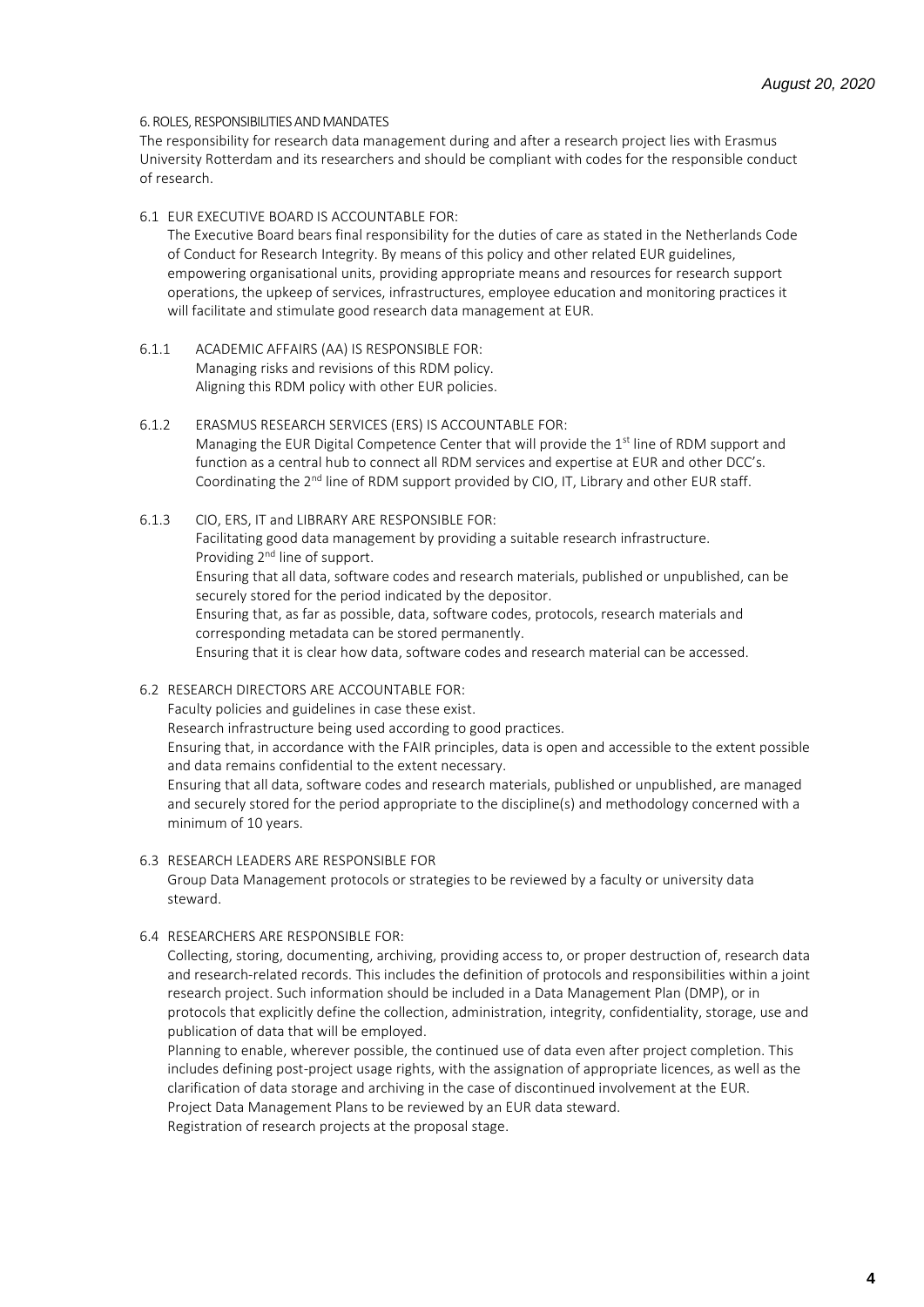## 6. ROLES, RESPONSIBILITIES AND MANDATES

The responsibility for research data management during and after a research project lies with Erasmus University Rotterdam and its researchers and should be compliant with codes for the responsible conduct of research.

### 6.1 EUR EXECUTIVE BOARD IS ACCOUNTABLE FOR:

The Executive Board bears final responsibility for the duties of care as stated in the Netherlands Code of Conduct for Research Integrity. By means of this policy and other related EUR guidelines, empowering organisational units, providing appropriate means and resources for research support operations, the upkeep of services, infrastructures, employee education and monitoring practices it will facilitate and stimulate good research data management at EUR.

#### 6.1.1 ACADEMIC AFFAIRS (AA) IS RESPONSIBLE FOR:

Managing risks and revisions of this RDM policy.
Aligning this RDM policy with other EUR policies.

#### 6.1.2 ERASMUS RESEARCH SERVICES (ERS) IS ACCOUNTABLE FOR:

Managing the EUR Digital Competence Center that will provide the 1st line of RDM support and function as a central hub to connect all RDM services and expertise at EUR and other DCC's.
Coordinating the 2nd line of RDM support provided by CIO, IT, Library and other EUR staff.

#### 6.1.3 CIO, ERS, IT and LIBRARY ARE RESPONSIBLE FOR:

Facilitating good data management by providing a suitable research infrastructure.
Providing 2nd line of support.
Ensuring that all data, software codes and research materials, published or unpublished, can be securely stored for the period indicated by the depositor.
Ensuring that, as far as possible, data, software codes, protocols, research materials and corresponding metadata can be stored permanently.
Ensuring that it is clear how data, software codes and research material can be accessed.

### 6.2 RESEARCH DIRECTORS ARE ACCOUNTABLE FOR:

Faculty policies and guidelines in case these exist.
Research infrastructure being used according to good practices.
Ensuring that, in accordance with the FAIR principles, data is open and accessible to the extent possible and data remains confidential to the extent necessary.
Ensuring that all data, software codes and research materials, published or unpublished, are managed and securely stored for the period appropriate to the discipline(s) and methodology concerned with a minimum of 10 years.

### 6.3 RESEARCH LEADERS ARE RESPONSIBLE FOR

Group Data Management protocols or strategies to be reviewed by a faculty or university data steward.

### 6.4 RESEARCHERS ARE RESPONSIBLE FOR:

Collecting, storing, documenting, archiving, providing access to, or proper destruction of, research data and research-related records. This includes the definition of protocols and responsibilities within a joint research project. Such information should be included in a Data Management Plan (DMP), or in protocols that explicitly define the collection, administration, integrity, confidentiality, storage, use and publication of data that will be employed.
Planning to enable, wherever possible, the continued use of data even after project completion. This includes defining post-project usage rights, with the assignation of appropriate licences, as well as the clarification of data storage and archiving in the case of discontinued involvement at the EUR.
Project Data Management Plans to be reviewed by an EUR data steward.
Registration of research projects at the proposal stage.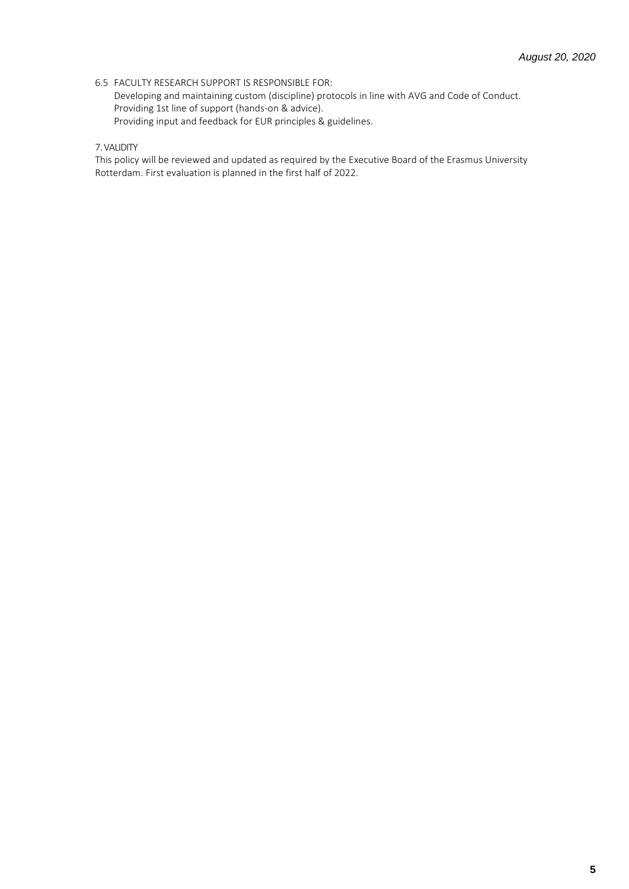### 6.5 FACULTY RESEARCH SUPPORT IS RESPONSIBLE FOR:

Developing and maintaining custom (discipline) protocols in line with AVG and Code of Conduct.
Providing 1st line of support (hands-on & advice).
Providing input and feedback for EUR principles & guidelines.

## 7. VALIDITY

This policy will be reviewed and updated as required by the Executive Board of the Erasmus University Rotterdam. First evaluation is planned in the first half of 2022.